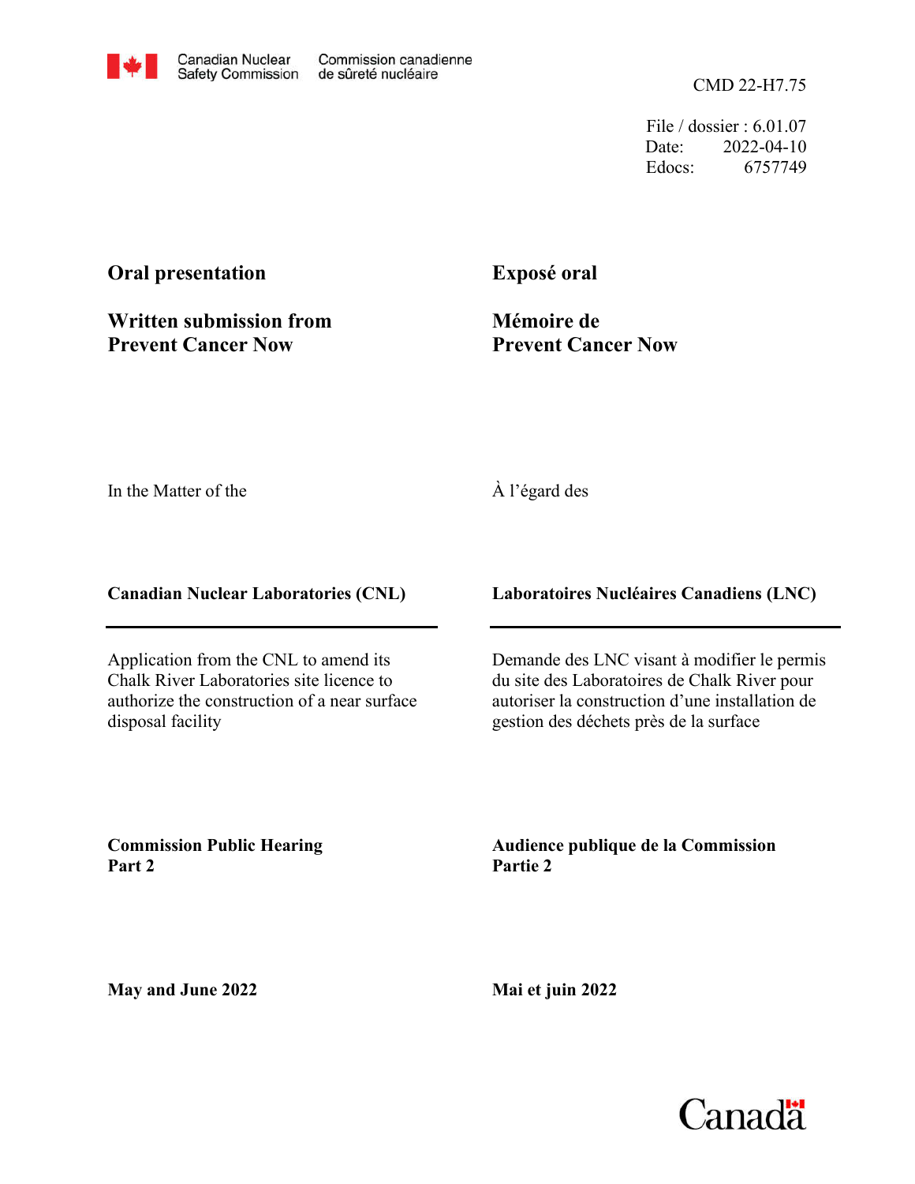Canadian Nuclear Safety Commission — Commission canadienne de sûreté nucléaire

CMD 22-H7.75

File / dossier : 6.01.07
Date: 2022-04-10
Edocs: 6757749

**Oral presentation**

**Written submission from Prevent Cancer Now**

**Exposé oral**

**Mémoire de Prevent Cancer Now**

In the Matter of the

À l'égard des

**Canadian Nuclear Laboratories (CNL)**

**Laboratoires Nucléaires Canadiens (LNC)**

Application from the CNL to amend its Chalk River Laboratories site licence to authorize the construction of a near surface disposal facility

Demande des LNC visant à modifier le permis du site des Laboratoires de Chalk River pour autoriser la construction d'une installation de gestion des déchets près de la surface

**Commission Public Hearing Part 2**

**Audience publique de la Commission Partie 2**

**May and June 2022**

**Mai et juin 2022**

Canada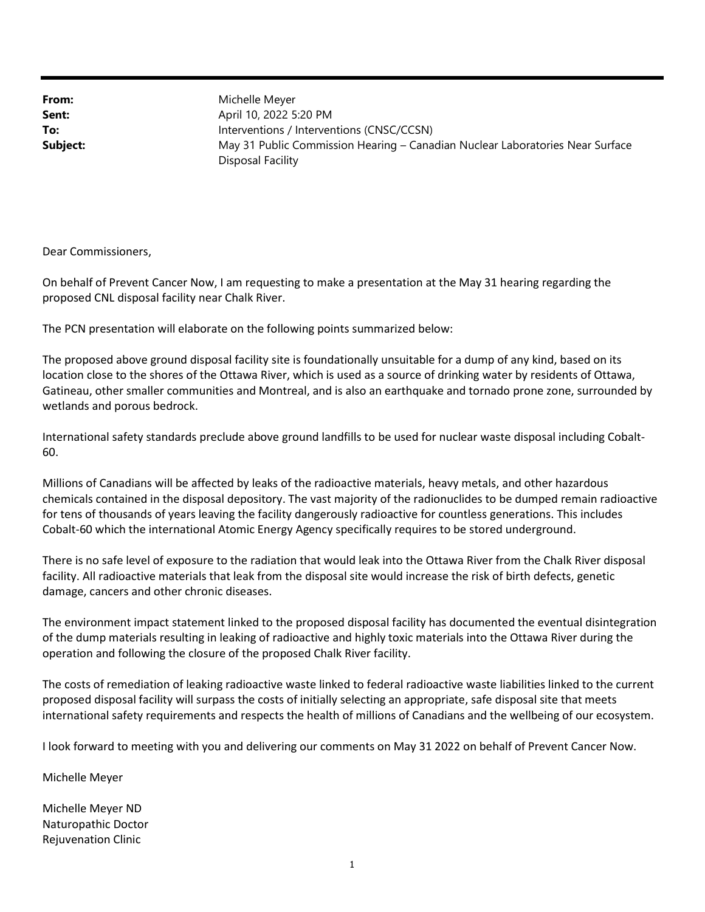**From:** Michelle Meyer
**Sent:** April 10, 2022 5:20 PM
**To:** Interventions / Interventions (CNSC/CCSN)
**Subject:** May 31 Public Commission Hearing – Canadian Nuclear Laboratories Near Surface Disposal Facility

Dear Commissioners,

On behalf of Prevent Cancer Now, I am requesting to make a presentation at the May 31 hearing regarding the proposed CNL disposal facility near Chalk River.

The PCN presentation will elaborate on the following points summarized below:

The proposed above ground disposal facility site is foundationally unsuitable for a dump of any kind, based on its location close to the shores of the Ottawa River, which is used as a source of drinking water by residents of Ottawa, Gatineau, other smaller communities and Montreal, and is also an earthquake and tornado prone zone, surrounded by wetlands and porous bedrock.

International safety standards preclude above ground landfills to be used for nuclear waste disposal including Cobalt-60.

Millions of Canadians will be affected by leaks of the radioactive materials, heavy metals, and other hazardous chemicals contained in the disposal depository. The vast majority of the radionuclides to be dumped remain radioactive for tens of thousands of years leaving the facility dangerously radioactive for countless generations. This includes Cobalt-60 which the international Atomic Energy Agency specifically requires to be stored underground.

There is no safe level of exposure to the radiation that would leak into the Ottawa River from the Chalk River disposal facility. All radioactive materials that leak from the disposal site would increase the risk of birth defects, genetic damage, cancers and other chronic diseases.

The environment impact statement linked to the proposed disposal facility has documented the eventual disintegration of the dump materials resulting in leaking of radioactive and highly toxic materials into the Ottawa River during the operation and following the closure of the proposed Chalk River facility.

The costs of remediation of leaking radioactive waste linked to federal radioactive waste liabilities linked to the current proposed disposal facility will surpass the costs of initially selecting an appropriate, safe disposal site that meets international safety requirements and respects the health of millions of Canadians and the wellbeing of our ecosystem.

I look forward to meeting with you and delivering our comments on May 31 2022 on behalf of Prevent Cancer Now.

Michelle Meyer

Michelle Meyer ND
Naturopathic Doctor
Rejuvenation Clinic